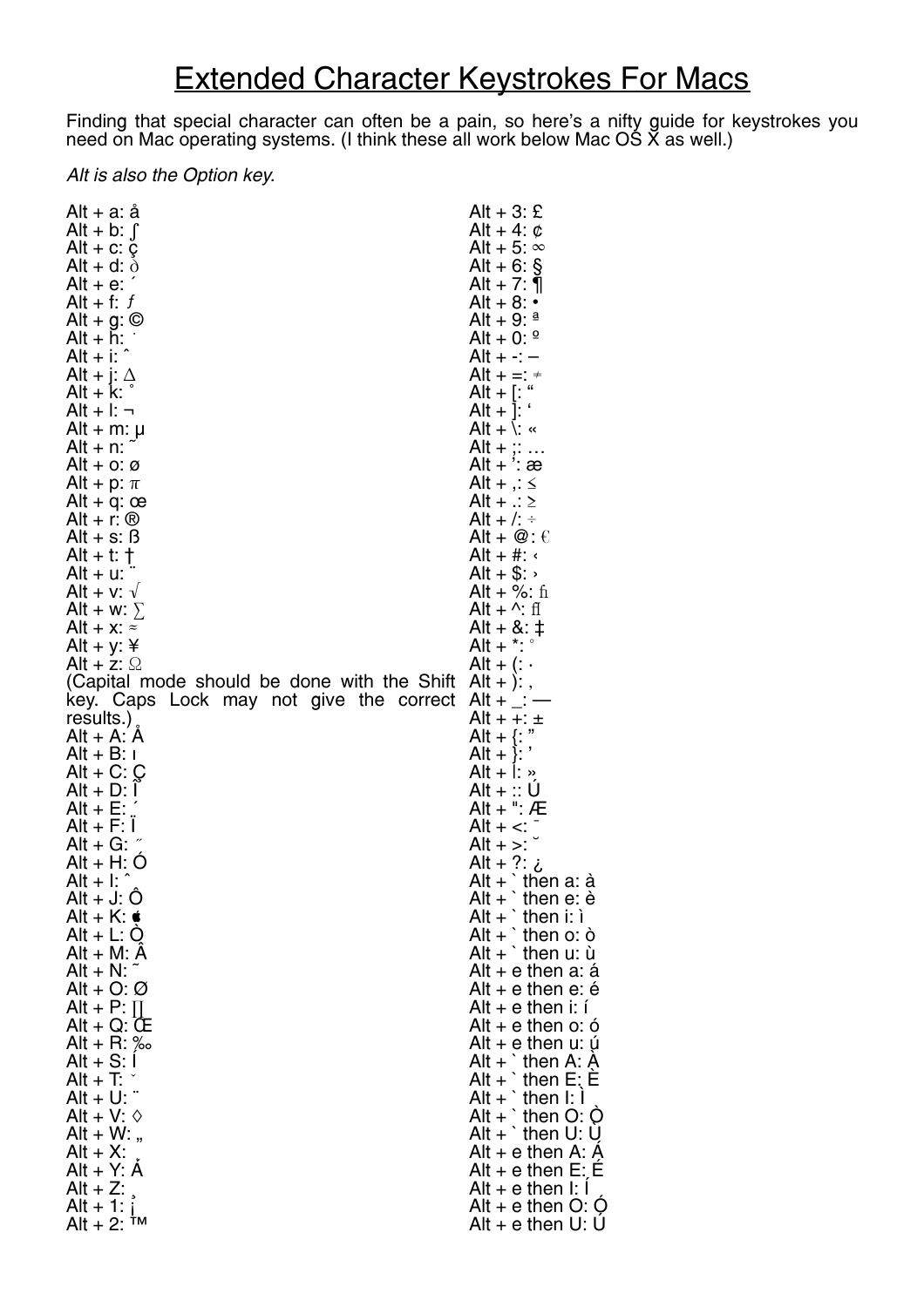# Extended Character Keystrokes For Macs

Finding that special character can often be a pain, so here's a nifty guide for keystrokes you need on Mac operating systems. (I think these all work below Mac OS X as well.)

*Alt is also the Option key.*

Alt + a: å
Alt + b: ∫
Alt + c: ç
Alt + d: ∂
Alt + e: ´
Alt + f: ƒ
Alt + g: ©
Alt + h: ˙
Alt + i: ˆ
Alt + j: ∆
Alt + k: ˚
Alt + l: ¬
Alt + m: µ
Alt + n: ˜
Alt + o: ø
Alt + p: π
Alt + q: œ
Alt + r: ®
Alt + s: ß
Alt + t: †
Alt + u: ¨
Alt + v: √
Alt + w: ∑
Alt + x: ≈
Alt + y: ¥
Alt + z: Ω
(Capital mode should be done with the Shift key. Caps Lock may not give the correct results.)
Alt + A: Å
Alt + B: ı
Alt + C: Ç
Alt + D: Î
Alt + E: ´
Alt + F: Ï
Alt + G: ˝
Alt + H: Ó
Alt + I: ˆ
Alt + J: Ô
Alt + K: 
Alt + L: Ò
Alt + M: Â
Alt + N: ˜
Alt + O: Ø
Alt + P: ∏
Alt + Q: Œ
Alt + R: ‰
Alt + S: Í
Alt + T: ˇ
Alt + U: ¨
Alt + V: ◊
Alt + W: „
Alt + X: ˛
Alt + Y: Á
Alt + Z: ¸
Alt + 1: ¡
Alt + 2: ™
Alt + 3: £
Alt + 4: ¢
Alt + 5: ∞
Alt + 6: §
Alt + 7: ¶
Alt + 8: •
Alt + 9: ª
Alt + 0: º
Alt + -: –
Alt + =: ≠
Alt + [: “
Alt + ]: ‘
Alt + \: «
Alt + ;: …
Alt + ': æ
Alt + ,: ≤
Alt + .: ≥
Alt + /: ÷
Alt + @: €
Alt + #: ‹
Alt + $: ›
Alt + %: ﬁ
Alt + ^: ﬂ
Alt + &: ‡
Alt + *: °
Alt + (: ·
Alt + ): ‚
Alt + _: —
Alt + +: ±
Alt + {: ”
Alt + }: ’
Alt + |: »
Alt + :: Ú
Alt + ": Æ
Alt + <: ¯
Alt + >: ˘
Alt + ?: ¿
Alt + ` then a: à
Alt + ` then e: è
Alt + ` then i: ì
Alt + ` then o: ò
Alt + ` then u: ù
Alt + e then a: á
Alt + e then e: é
Alt + e then i: í
Alt + e then o: ó
Alt + e then u: ú
Alt + ` then A: À
Alt + ` then E: È
Alt + ` then I: Ì
Alt + ` then O: Ò
Alt + ` then U: Ù
Alt + e then A: Á
Alt + e then E: É
Alt + e then I: Í
Alt + e then O: Ó
Alt + e then U: Ú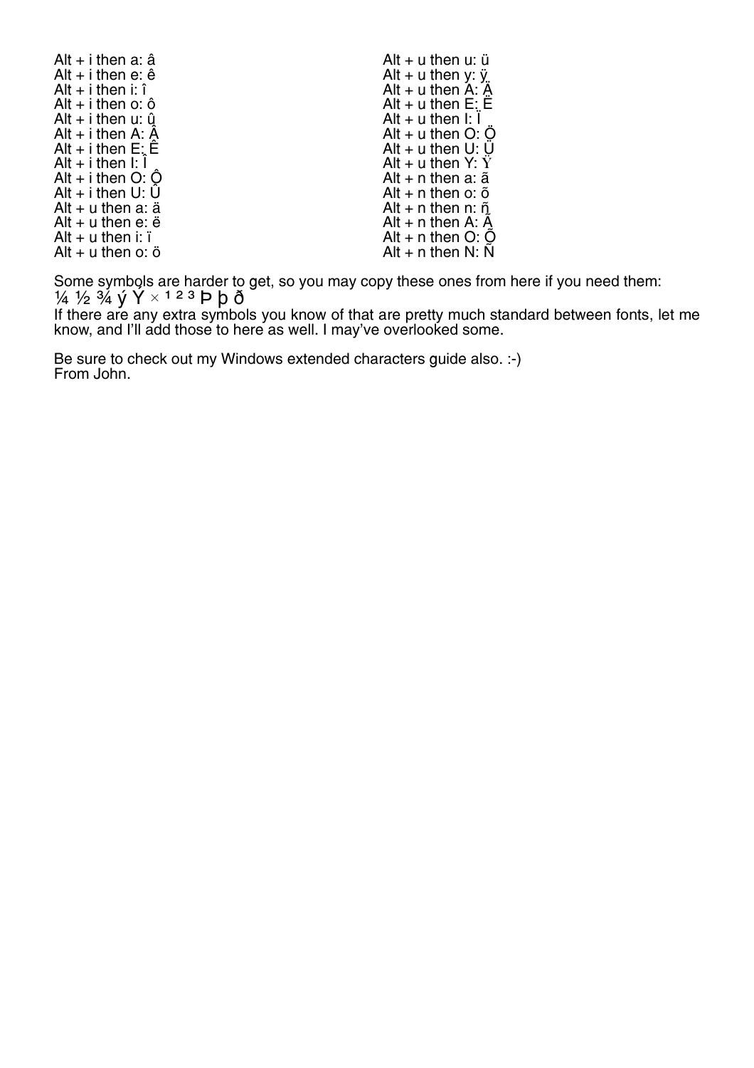Alt + i then a: â
Alt + i then e: ê
Alt + i then i: î
Alt + i then o: ô
Alt + i then u: û
Alt + i then A: Â
Alt + i then E: Ê
Alt + i then I: Î
Alt + i then O: Ô
Alt + i then U: Û
Alt + u then a: ä
Alt + u then e: ë
Alt + u then i: ï
Alt + u then o: ö
Alt + u then u: ü
Alt + u then y: ÿ
Alt + u then A: Ä
Alt + u then E: Ë
Alt + u then I: Ï
Alt + u then O: Ö
Alt + u then U: Ü
Alt + u then Y: Ÿ
Alt + n then a: ã
Alt + n then o: õ
Alt + n then n: ñ
Alt + n then A: Ã
Alt + n then O: Õ
Alt + n then N: Ñ

Some symbols are harder to get, so you may copy these ones from here if you need them:
¼ ½ ¾ ý Ý × ¹ ² ³ Þ þ ð
If there are any extra symbols you know of that are pretty much standard between fonts, let me know, and I'll add those to here as well. I may've overlooked some.

Be sure to check out my Windows extended characters guide also. :-)
From John.